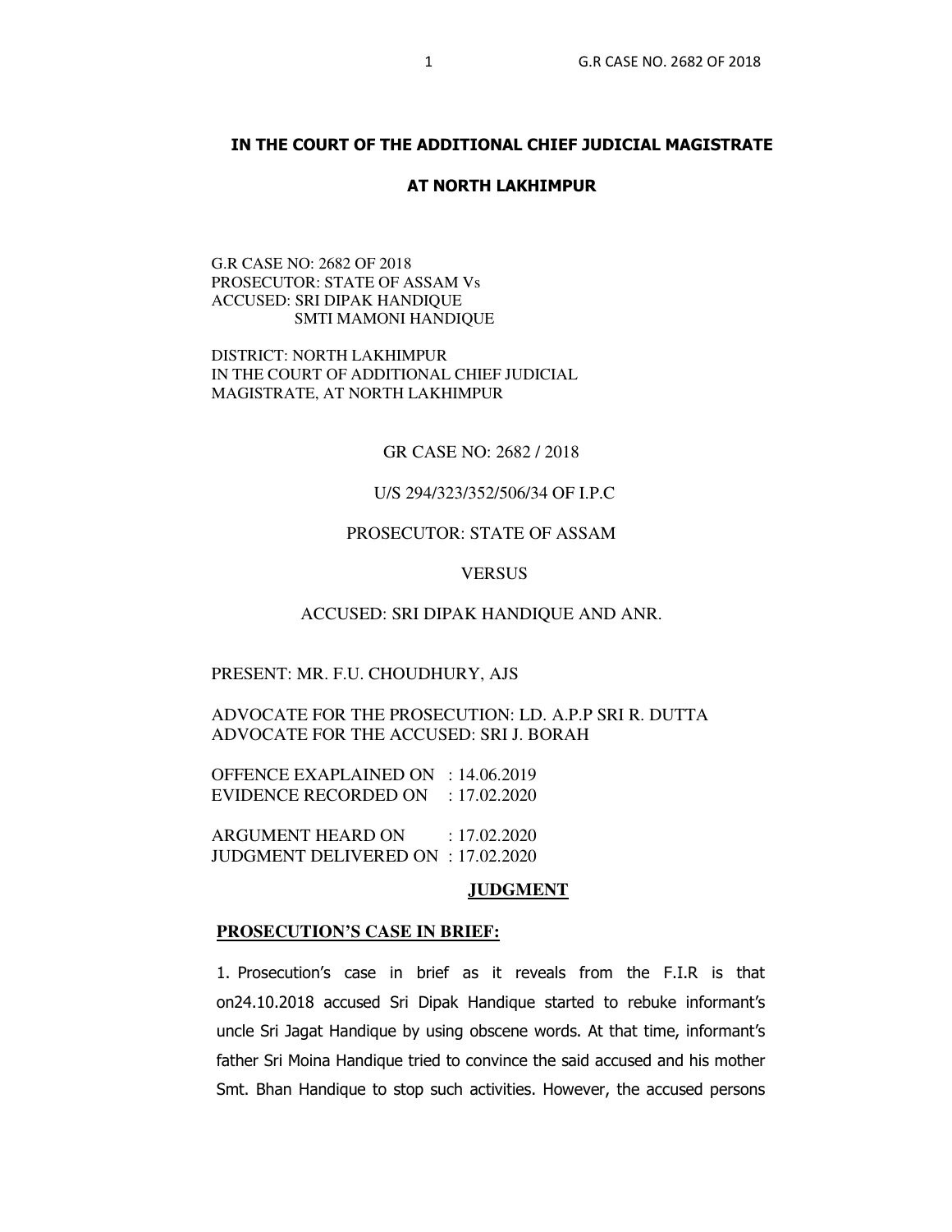# IN THE COURT OF THE ADDITIONAL CHIEF JUDICIAL MAGISTRATE

## AT NORTH LAKHIMPUR

G.R CASE NO: 2682 OF 2018
PROSECUTOR: STATE OF ASSAM Vs
ACCUSED: SRI DIPAK HANDIQUE
SMTI MAMONI HANDIQUE

DISTRICT: NORTH LAKHIMPUR
IN THE COURT OF ADDITIONAL CHIEF JUDICIAL MAGISTRATE, AT NORTH LAKHIMPUR

GR CASE NO: 2682 / 2018

U/S 294/323/352/506/34 OF I.P.C

PROSECUTOR: STATE OF ASSAM

VERSUS

ACCUSED: SRI DIPAK HANDIQUE AND ANR.

PRESENT: MR. F.U. CHOUDHURY, AJS

ADVOCATE FOR THE PROSECUTION: LD. A.P.P SRI R. DUTTA
ADVOCATE FOR THE ACCUSED: SRI J. BORAH

OFFENCE EXAPLAINED ON : 14.06.2019
EVIDENCE RECORDED ON : 17.02.2020

ARGUMENT HEARD ON : 17.02.2020
JUDGMENT DELIVERED ON : 17.02.2020

## JUDGMENT

### PROSECUTION'S CASE IN BRIEF:

1. Prosecution's case in brief as it reveals from the F.I.R is that on24.10.2018 accused Sri Dipak Handique started to rebuke informant's uncle Sri Jagat Handique by using obscene words. At that time, informant's father Sri Moina Handique tried to convince the said accused and his mother Smt. Bhan Handique to stop such activities. However, the accused persons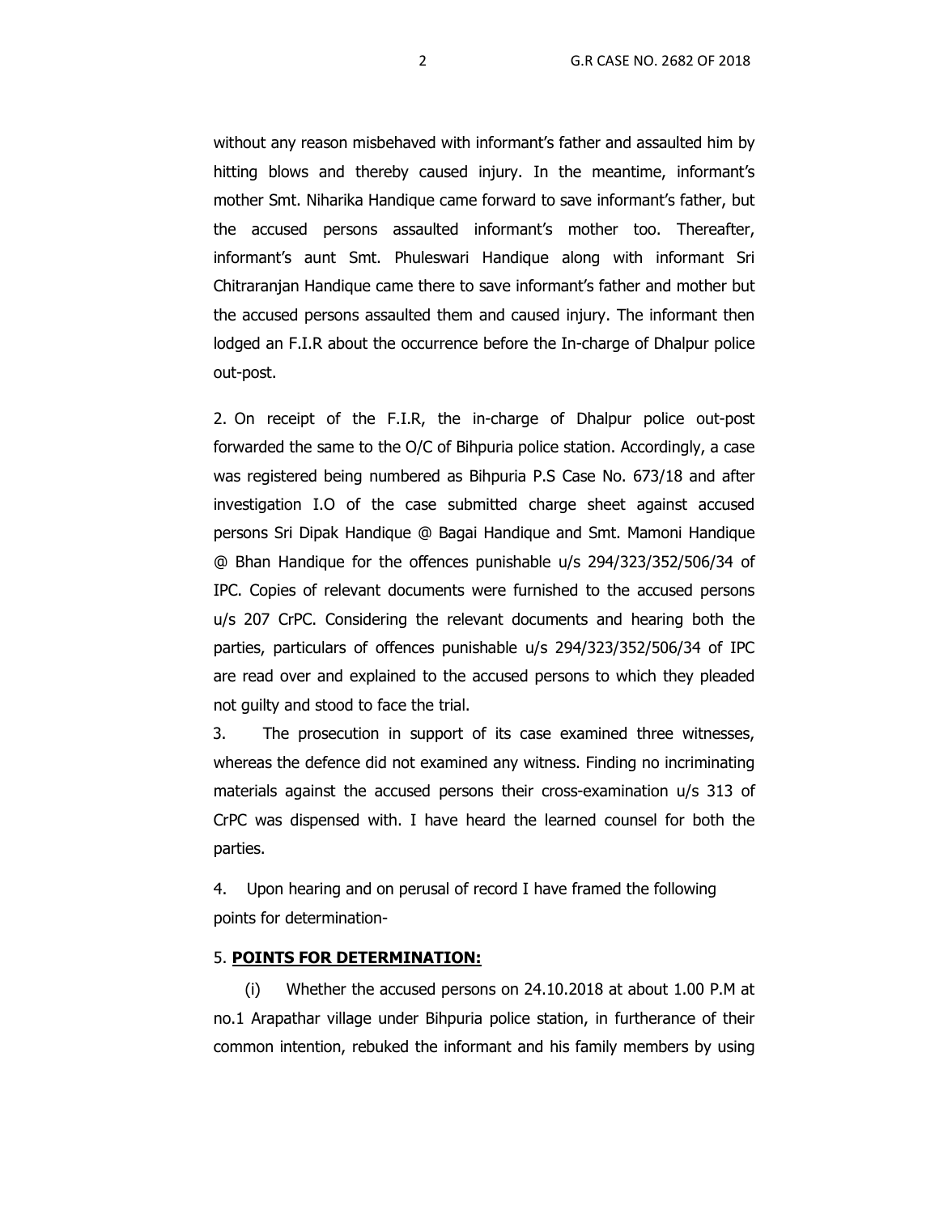without any reason misbehaved with informant's father and assaulted him by hitting blows and thereby caused injury. In the meantime, informant's mother Smt. Niharika Handique came forward to save informant's father, but the accused persons assaulted informant's mother too. Thereafter, informant's aunt Smt. Phuleswari Handique along with informant Sri Chitraranjan Handique came there to save informant's father and mother but the accused persons assaulted them and caused injury. The informant then lodged an F.I.R about the occurrence before the In-charge of Dhalpur police out-post.

2. On receipt of the F.I.R, the in-charge of Dhalpur police out-post forwarded the same to the O/C of Bihpuria police station. Accordingly, a case was registered being numbered as Bihpuria P.S Case No. 673/18 and after investigation I.O of the case submitted charge sheet against accused persons Sri Dipak Handique @ Bagai Handique and Smt. Mamoni Handique @ Bhan Handique for the offences punishable u/s 294/323/352/506/34 of IPC. Copies of relevant documents were furnished to the accused persons u/s 207 CrPC. Considering the relevant documents and hearing both the parties, particulars of offences punishable u/s 294/323/352/506/34 of IPC are read over and explained to the accused persons to which they pleaded not guilty and stood to face the trial.

3. The prosecution in support of its case examined three witnesses, whereas the defence did not examined any witness. Finding no incriminating materials against the accused persons their cross-examination u/s 313 of CrPC was dispensed with. I have heard the learned counsel for both the parties.

4. Upon hearing and on perusal of record I have framed the following points for determination-

5. **POINTS FOR DETERMINATION:**

(i) Whether the accused persons on 24.10.2018 at about 1.00 P.M at no.1 Arapathar village under Bihpuria police station, in furtherance of their common intention, rebuked the informant and his family members by using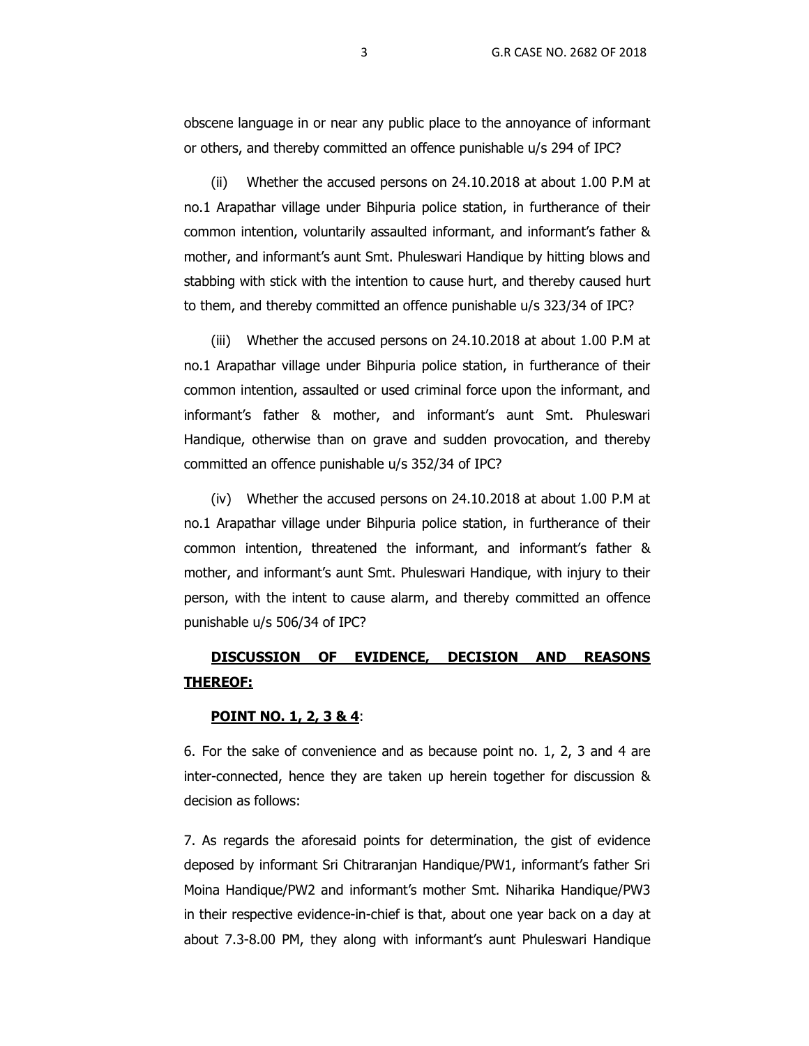obscene language in or near any public place to the annoyance of informant or others, and thereby committed an offence punishable u/s 294 of IPC?

(ii) Whether the accused persons on 24.10.2018 at about 1.00 P.M at no.1 Arapathar village under Bihpuria police station, in furtherance of their common intention, voluntarily assaulted informant, and informant's father & mother, and informant's aunt Smt. Phuleswari Handique by hitting blows and stabbing with stick with the intention to cause hurt, and thereby caused hurt to them, and thereby committed an offence punishable u/s 323/34 of IPC?

(iii) Whether the accused persons on 24.10.2018 at about 1.00 P.M at no.1 Arapathar village under Bihpuria police station, in furtherance of their common intention, assaulted or used criminal force upon the informant, and informant's father & mother, and informant's aunt Smt. Phuleswari Handique, otherwise than on grave and sudden provocation, and thereby committed an offence punishable u/s 352/34 of IPC?

(iv) Whether the accused persons on 24.10.2018 at about 1.00 P.M at no.1 Arapathar village under Bihpuria police station, in furtherance of their common intention, threatened the informant, and informant's father & mother, and informant's aunt Smt. Phuleswari Handique, with injury to their person, with the intent to cause alarm, and thereby committed an offence punishable u/s 506/34 of IPC?

**DISCUSSION OF EVIDENCE, DECISION AND REASONS THEREOF:**

**POINT NO. 1, 2, 3 & 4**:

6. For the sake of convenience and as because point no. 1, 2, 3 and 4 are inter-connected, hence they are taken up herein together for discussion & decision as follows:

7. As regards the aforesaid points for determination, the gist of evidence deposed by informant Sri Chitraranjan Handique/PW1, informant's father Sri Moina Handique/PW2 and informant's mother Smt. Niharika Handique/PW3 in their respective evidence-in-chief is that, about one year back on a day at about 7.3-8.00 PM, they along with informant's aunt Phuleswari Handique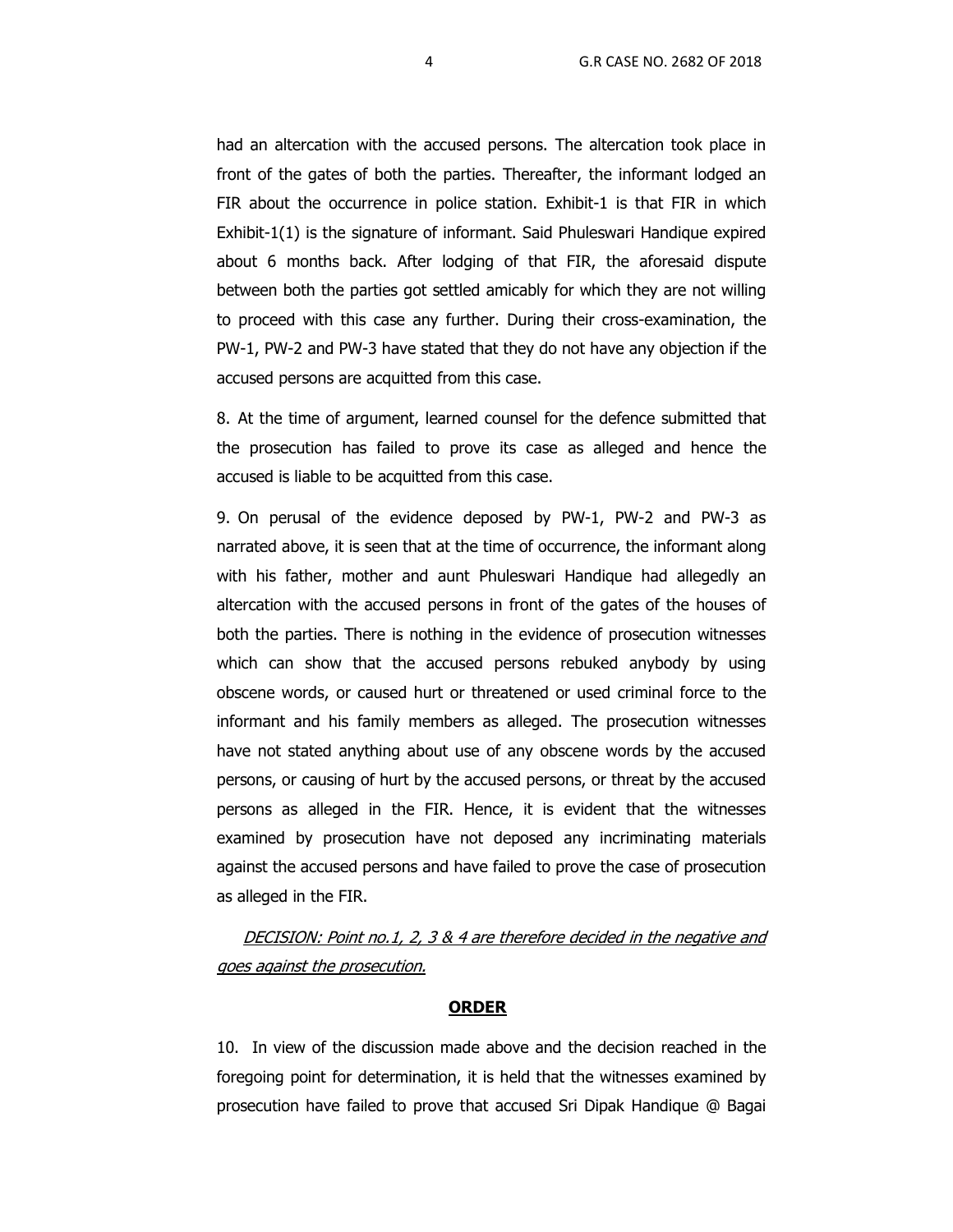had an altercation with the accused persons. The altercation took place in front of the gates of both the parties. Thereafter, the informant lodged an FIR about the occurrence in police station. Exhibit-1 is that FIR in which Exhibit-1(1) is the signature of informant. Said Phuleswari Handique expired about 6 months back. After lodging of that FIR, the aforesaid dispute between both the parties got settled amicably for which they are not willing to proceed with this case any further. During their cross-examination, the PW-1, PW-2 and PW-3 have stated that they do not have any objection if the accused persons are acquitted from this case.

8. At the time of argument, learned counsel for the defence submitted that the prosecution has failed to prove its case as alleged and hence the accused is liable to be acquitted from this case.

9. On perusal of the evidence deposed by PW-1, PW-2 and PW-3 as narrated above, it is seen that at the time of occurrence, the informant along with his father, mother and aunt Phuleswari Handique had allegedly an altercation with the accused persons in front of the gates of the houses of both the parties. There is nothing in the evidence of prosecution witnesses which can show that the accused persons rebuked anybody by using obscene words, or caused hurt or threatened or used criminal force to the informant and his family members as alleged. The prosecution witnesses have not stated anything about use of any obscene words by the accused persons, or causing of hurt by the accused persons, or threat by the accused persons as alleged in the FIR. Hence, it is evident that the witnesses examined by prosecution have not deposed any incriminating materials against the accused persons and have failed to prove the case of prosecution as alleged in the FIR.

*DECISION: Point no.1, 2, 3 & 4 are therefore decided in the negative and goes against the prosecution.*

## ORDER

10. In view of the discussion made above and the decision reached in the foregoing point for determination, it is held that the witnesses examined by prosecution have failed to prove that accused Sri Dipak Handique @ Bagai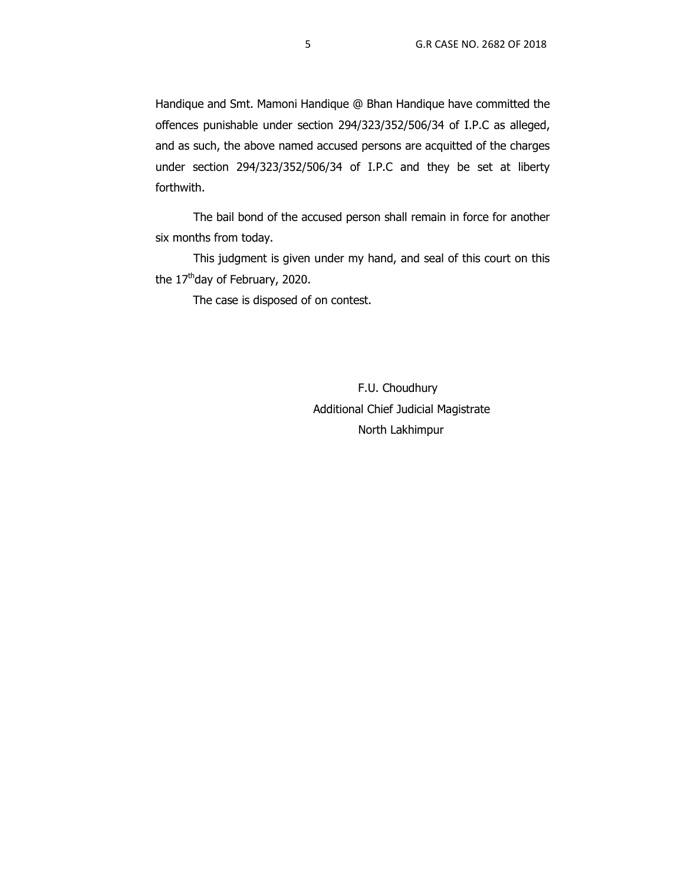Handique and Smt. Mamoni Handique @ Bhan Handique have committed the offences punishable under section 294/323/352/506/34 of I.P.C as alleged, and as such, the above named accused persons are acquitted of the charges under section 294/323/352/506/34 of I.P.C and they be set at liberty forthwith.

The bail bond of the accused person shall remain in force for another six months from today.

This judgment is given under my hand, and seal of this court on this the 17th day of February, 2020.

The case is disposed of on contest.

F.U. Choudhury
Additional Chief Judicial Magistrate
North Lakhimpur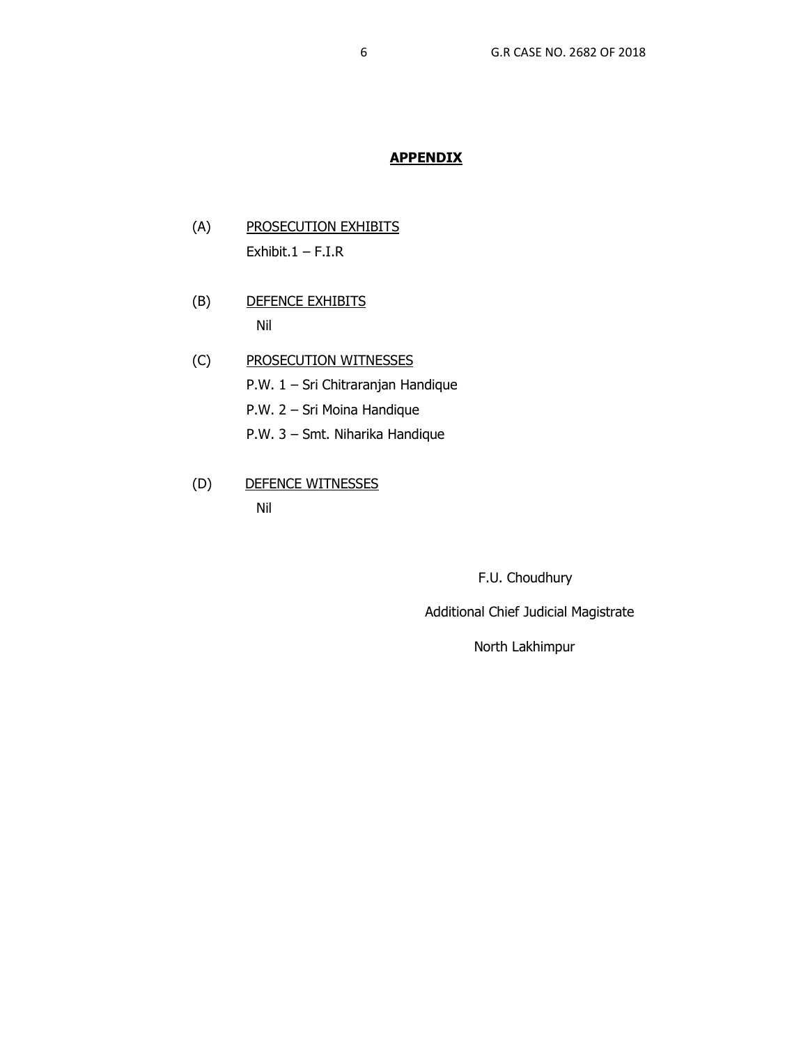## **APPENDIX**

(A) PROSECUTION EXHIBITS

Exhibit.1 – F.I.R

(B) DEFENCE EXHIBITS

Nil

(C) PROSECUTION WITNESSES

P.W. 1 – Sri Chitraranjan Handique

P.W. 2 – Sri Moina Handique

P.W. 3 – Smt. Niharika Handique

(D) DEFENCE WITNESSES

Nil

F.U. Choudhury

Additional Chief Judicial Magistrate

North Lakhimpur